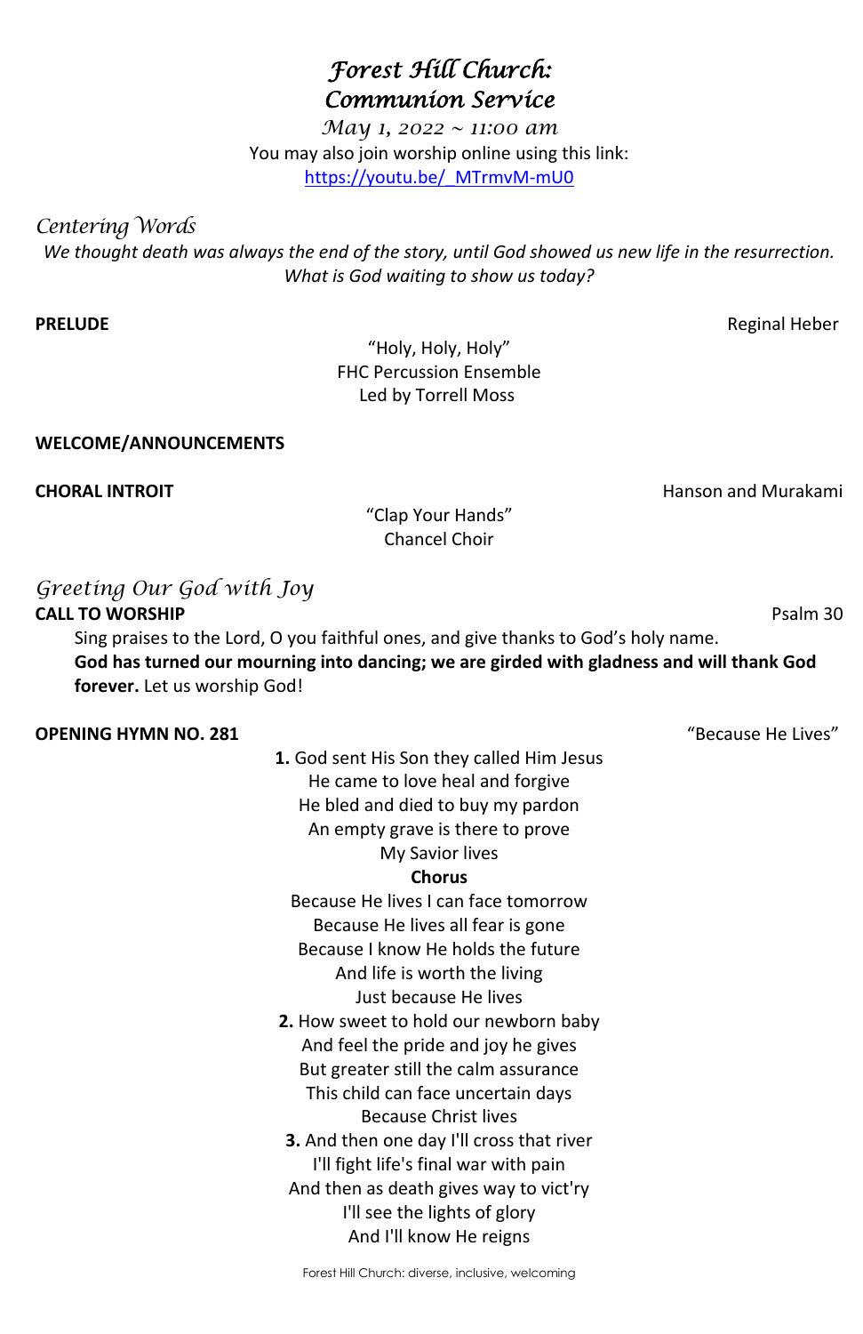# *Forest Hill Church: Communion Service*

*May 1, 2022 ~ 11:00 am*

You may also join worship online using this link:
https://youtu.be/_MTrmvM-mU0

## *Centering Words*

*We thought death was always the end of the story, until God showed us new life in the resurrection. What is God waiting to show us today?*

**PRELUDE** Reginal Heber

"Holy, Holy, Holy"
FHC Percussion Ensemble
Led by Torrell Moss

**WELCOME/ANNOUNCEMENTS**

**CHORAL INTROIT** Hanson and Murakami

"Clap Your Hands"
Chancel Choir

## *Greeting Our God with Joy*

**CALL TO WORSHIP** Psalm 30

Sing praises to the Lord, O you faithful ones, and give thanks to God's holy name.
**God has turned our mourning into dancing; we are girded with gladness and will thank God forever.** Let us worship God!

**OPENING HYMN NO. 281** "Because He Lives"

**1.** God sent His Son they called Him Jesus
He came to love heal and forgive
He bled and died to buy my pardon
An empty grave is there to prove
My Savior lives

**Chorus**
Because He lives I can face tomorrow
Because He lives all fear is gone
Because I know He holds the future
And life is worth the living
Just because He lives

**2.** How sweet to hold our newborn baby
And feel the pride and joy he gives
But greater still the calm assurance
This child can face uncertain days
Because Christ lives

**3.** And then one day I'll cross that river
I'll fight life's final war with pain
And then as death gives way to vict'ry
I'll see the lights of glory
And I'll know He reigns

Forest Hill Church: diverse, inclusive, welcoming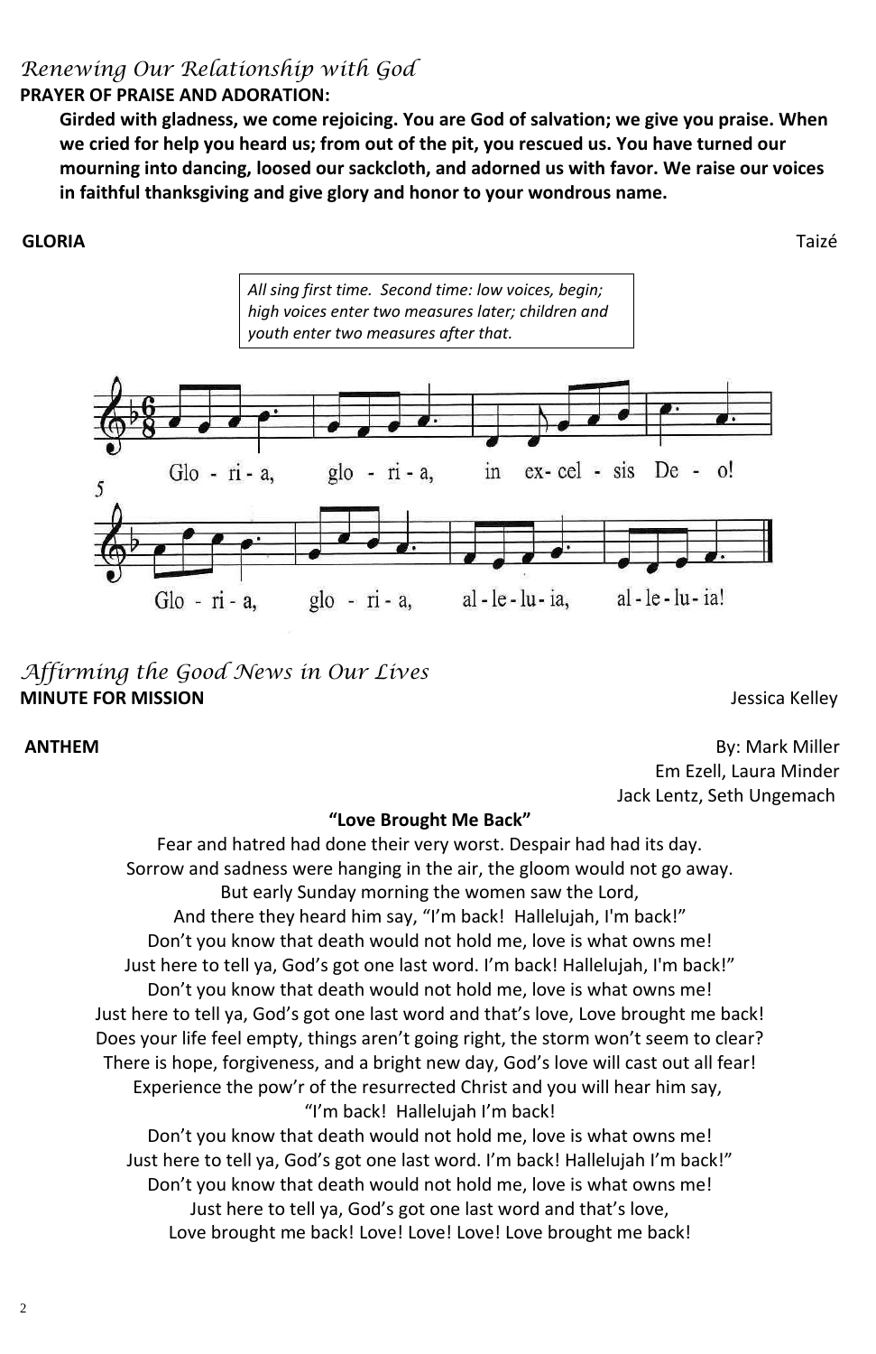*Renewing Our Relationship with God*

**PRAYER OF PRAISE AND ADORATION:**

**Girded with gladness, we come rejoicing. You are God of salvation; we give you praise. When we cried for help you heard us; from out of the pit, you rescued us. You have turned our mourning into dancing, loosed our sackcloth, and adorned us with favor. We raise our voices in faithful thanksgiving and give glory and honor to your wondrous name.**

**GLORIA** Taizé

*All sing first time. Second time: low voices, begin; high voices enter two measures later; children and youth enter two measures after that.*

Glo - ri - a, glo - ri - a, in ex- cel - sis De - o!

Glo - ri - a, glo - ri - a, al - le - lu - ia, al - le - lu - ia!

*Affirming the Good News in Our Lives*

**MINUTE FOR MISSION** Jessica Kelley

**ANTHEM** By: Mark Miller

Em Ezell, Laura Minder

Jack Lentz, Seth Ungemach

**"Love Brought Me Back"**

Fear and hatred had done their very worst. Despair had had its day.
Sorrow and sadness were hanging in the air, the gloom would not go away.
But early Sunday morning the women saw the Lord,
And there they heard him say, "I'm back! Hallelujah, I'm back!"
Don't you know that death would not hold me, love is what owns me!
Just here to tell ya, God's got one last word. I'm back! Hallelujah, I'm back!"
Don't you know that death would not hold me, love is what owns me!
Just here to tell ya, God's got one last word and that's love, Love brought me back!
Does your life feel empty, things aren't going right, the storm won't seem to clear?
There is hope, forgiveness, and a bright new day, God's love will cast out all fear!
Experience the pow'r of the resurrected Christ and you will hear him say,
"I'm back! Hallelujah I'm back!
Don't you know that death would not hold me, love is what owns me!
Just here to tell ya, God's got one last word. I'm back! Hallelujah I'm back!"
Don't you know that death would not hold me, love is what owns me!
Just here to tell ya, God's got one last word and that's love,
Love brought me back! Love! Love! Love! Love brought me back!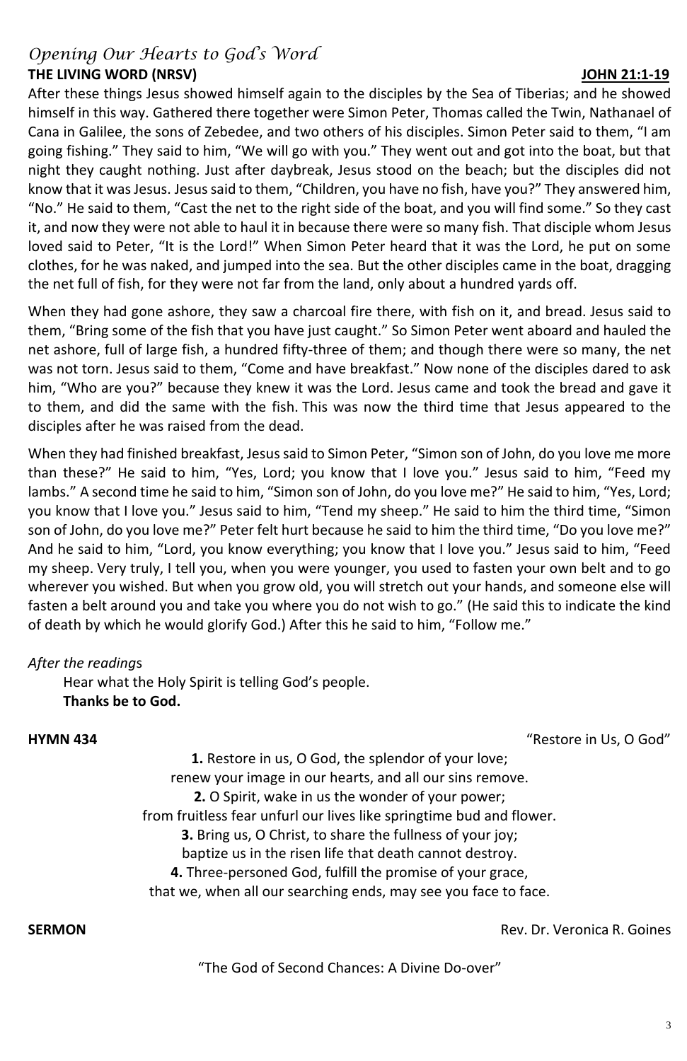## *Opening Our Hearts to God's Word*

**THE LIVING WORD (NRSV)** **JOHN 21:1-19**

After these things Jesus showed himself again to the disciples by the Sea of Tiberias; and he showed himself in this way. Gathered there together were Simon Peter, Thomas called the Twin, Nathanael of Cana in Galilee, the sons of Zebedee, and two others of his disciples. Simon Peter said to them, "I am going fishing." They said to him, "We will go with you." They went out and got into the boat, but that night they caught nothing. Just after daybreak, Jesus stood on the beach; but the disciples did not know that it was Jesus. Jesus said to them, "Children, you have no fish, have you?" They answered him, "No." He said to them, "Cast the net to the right side of the boat, and you will find some." So they cast it, and now they were not able to haul it in because there were so many fish. That disciple whom Jesus loved said to Peter, "It is the Lord!" When Simon Peter heard that it was the Lord, he put on some clothes, for he was naked, and jumped into the sea. But the other disciples came in the boat, dragging the net full of fish, for they were not far from the land, only about a hundred yards off.

When they had gone ashore, they saw a charcoal fire there, with fish on it, and bread. Jesus said to them, "Bring some of the fish that you have just caught." So Simon Peter went aboard and hauled the net ashore, full of large fish, a hundred fifty-three of them; and though there were so many, the net was not torn. Jesus said to them, "Come and have breakfast." Now none of the disciples dared to ask him, "Who are you?" because they knew it was the Lord. Jesus came and took the bread and gave it to them, and did the same with the fish. This was now the third time that Jesus appeared to the disciples after he was raised from the dead.

When they had finished breakfast, Jesus said to Simon Peter, "Simon son of John, do you love me more than these?" He said to him, "Yes, Lord; you know that I love you." Jesus said to him, "Feed my lambs." A second time he said to him, "Simon son of John, do you love me?" He said to him, "Yes, Lord; you know that I love you." Jesus said to him, "Tend my sheep." He said to him the third time, "Simon son of John, do you love me?" Peter felt hurt because he said to him the third time, "Do you love me?" And he said to him, "Lord, you know everything; you know that I love you." Jesus said to him, "Feed my sheep. Very truly, I tell you, when you were younger, you used to fasten your own belt and to go wherever you wished. But when you grow old, you will stretch out your hands, and someone else will fasten a belt around you and take you where you do not wish to go." (He said this to indicate the kind of death by which he would glorify God.) After this he said to him, "Follow me."

*After the readings*

Hear what the Holy Spirit is telling God's people.
**Thanks be to God.**

**HYMN 434** "Restore in Us, O God"

**1.** Restore in us, O God, the splendor of your love;
renew your image in our hearts, and all our sins remove.
**2.** O Spirit, wake in us the wonder of your power;
from fruitless fear unfurl our lives like springtime bud and flower.
**3.** Bring us, O Christ, to share the fullness of your joy;
baptize us in the risen life that death cannot destroy.
**4.** Three-personed God, fulfill the promise of your grace,
that we, when all our searching ends, may see you face to face.

**SERMON** Rev. Dr. Veronica R. Goines

"The God of Second Chances: A Divine Do-over"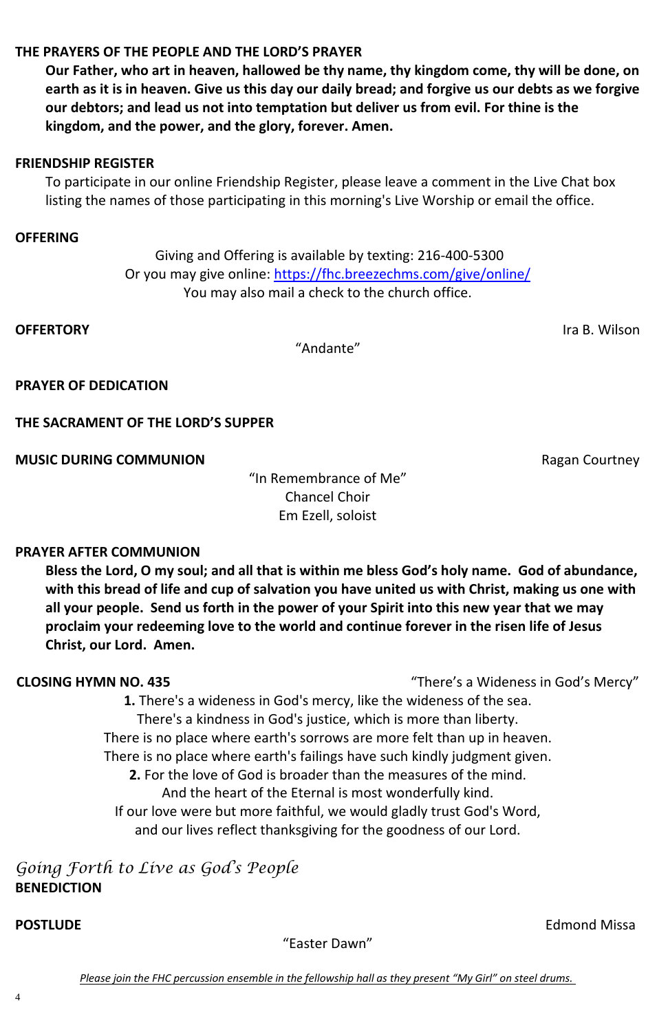**THE PRAYERS OF THE PEOPLE AND THE LORD'S PRAYER**

**Our Father, who art in heaven, hallowed be thy name, thy kingdom come, thy will be done, on earth as it is in heaven. Give us this day our daily bread; and forgive us our debts as we forgive our debtors; and lead us not into temptation but deliver us from evil. For thine is the kingdom, and the power, and the glory, forever. Amen.**

**FRIENDSHIP REGISTER**

To participate in our online Friendship Register, please leave a comment in the Live Chat box listing the names of those participating in this morning's Live Worship or email the office.

**OFFERING**

Giving and Offering is available by texting: 216-400-5300
Or you may give online: [https://fhc.breezechms.com/give/online/](https://fhc.breezechms.com/give/online/)
You may also mail a check to the church office.

**OFFERTORY** — Ira B. Wilson

"Andante"

**PRAYER OF DEDICATION**

**THE SACRAMENT OF THE LORD'S SUPPER**

**MUSIC DURING COMMUNION** — Ragan Courtney

"In Remembrance of Me"
Chancel Choir
Em Ezell, soloist

**PRAYER AFTER COMMUNION**

**Bless the Lord, O my soul; and all that is within me bless God's holy name. God of abundance, with this bread of life and cup of salvation you have united us with Christ, making us one with all your people. Send us forth in the power of your Spirit into this new year that we may proclaim your redeeming love to the world and continue forever in the risen life of Jesus Christ, our Lord. Amen.**

**CLOSING HYMN NO. 435** — "There's a Wideness in God's Mercy"

**1.** There's a wideness in God's mercy, like the wideness of the sea.
There's a kindness in God's justice, which is more than liberty.
There is no place where earth's sorrows are more felt than up in heaven.
There is no place where earth's failings have such kindly judgment given.
**2.** For the love of God is broader than the measures of the mind.
And the heart of the Eternal is most wonderfully kind.
If our love were but more faithful, we would gladly trust God's Word,
and our lives reflect thanksgiving for the goodness of our Lord.

*Going Forth to Live as God's People*

**BENEDICTION**

**POSTLUDE** — Edmond Missa

"Easter Dawn"

*Please join the FHC percussion ensemble in the fellowship hall as they present "My Girl" on steel drums.*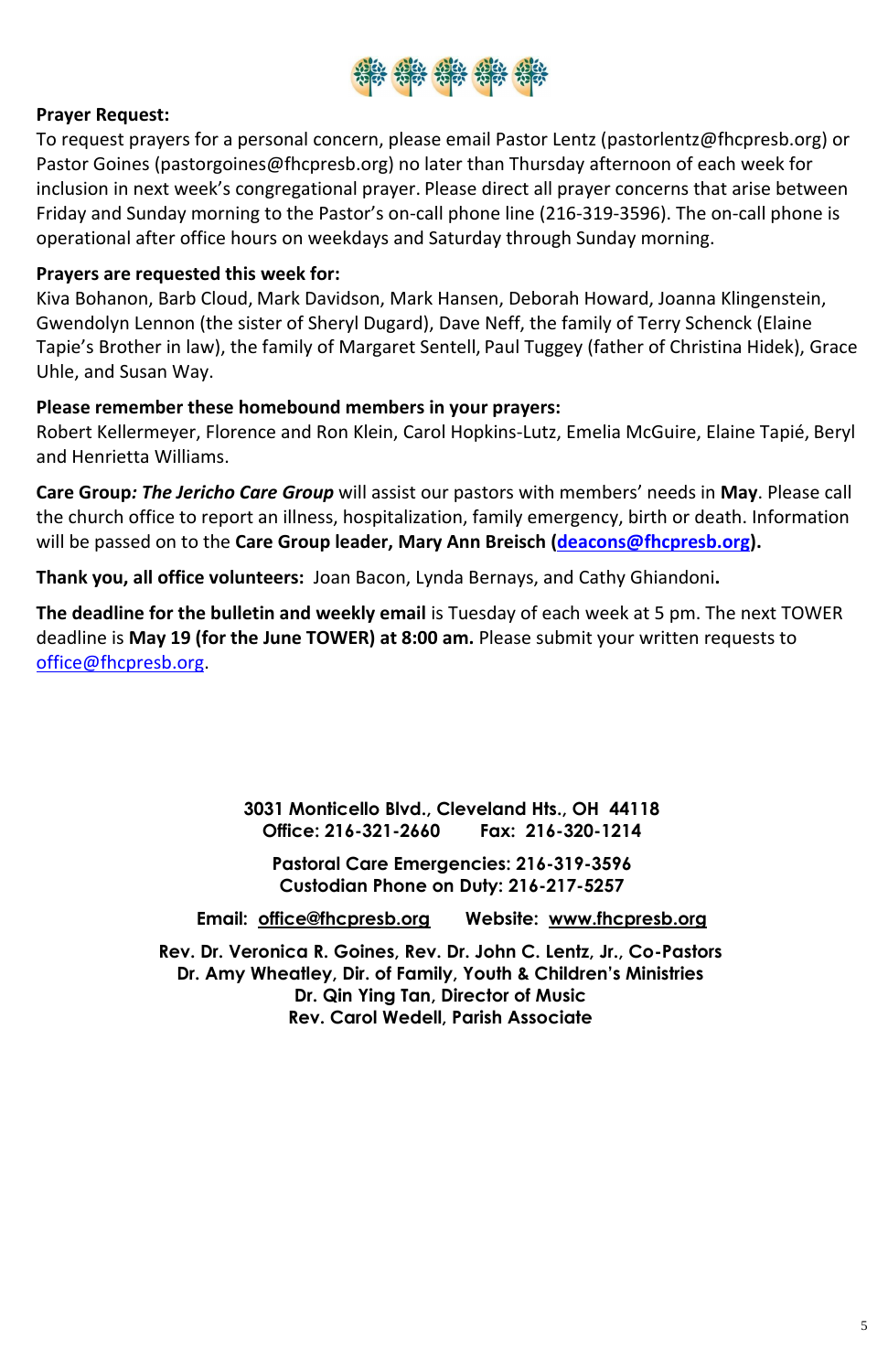**Prayer Request:**

To request prayers for a personal concern, please email Pastor Lentz (pastorlentz@fhcpresb.org) or Pastor Goines (pastorgoines@fhcpresb.org) no later than Thursday afternoon of each week for inclusion in next week's congregational prayer. Please direct all prayer concerns that arise between Friday and Sunday morning to the Pastor's on-call phone line (216-319-3596). The on-call phone is operational after office hours on weekdays and Saturday through Sunday morning.

**Prayers are requested this week for:**

Kiva Bohanon, Barb Cloud, Mark Davidson, Mark Hansen, Deborah Howard, Joanna Klingenstein, Gwendolyn Lennon (the sister of Sheryl Dugard), Dave Neff, the family of Terry Schenck (Elaine Tapie's Brother in law), the family of Margaret Sentell, Paul Tuggey (father of Christina Hidek), Grace Uhle, and Susan Way.

**Please remember these homebound members in your prayers:**

Robert Kellermeyer, Florence and Ron Klein, Carol Hopkins-Lutz, Emelia McGuire, Elaine Tapié, Beryl and Henrietta Williams.

**Care Group*: The Jericho Care Group*** will assist our pastors with members' needs in **May**. Please call the church office to report an illness, hospitalization, family emergency, birth or death. Information will be passed on to the **Care Group leader, Mary Ann Breisch (deacons@fhcpresb.org).**

**Thank you, all office volunteers:** Joan Bacon, Lynda Bernays, and Cathy Ghiandoni**.**

**The deadline for the bulletin and weekly email** is Tuesday of each week at 5 pm. The next TOWER deadline is **May 19 (for the June TOWER) at 8:00 am.** Please submit your written requests to office@fhcpresb.org.

**3031 Monticello Blvd., Cleveland Hts., OH 44118**
**Office: 216-321-2660 Fax: 216-320-1214**

**Pastoral Care Emergencies: 216-319-3596**
**Custodian Phone on Duty: 216-217-5257**

**Email: office@fhcpresb.org Website: www.fhcpresb.org**

**Rev. Dr. Veronica R. Goines, Rev. Dr. John C. Lentz, Jr., Co-Pastors**
**Dr. Amy Wheatley, Dir. of Family, Youth & Children's Ministries**
**Dr. Qin Ying Tan, Director of Music**
**Rev. Carol Wedell, Parish Associate**